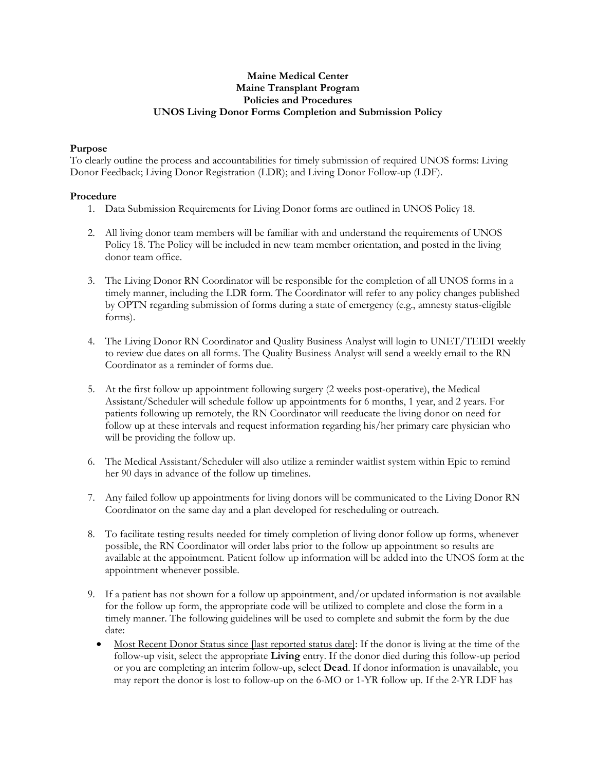**Maine Medical Center**
**Maine Transplant Program**
**Policies and Procedures**
**UNOS Living Donor Forms Completion and Submission Policy**

**Purpose**
To clearly outline the process and accountabilities for timely submission of required UNOS forms: Living Donor Feedback; Living Donor Registration (LDR); and Living Donor Follow-up (LDF).

**Procedure**

1. Data Submission Requirements for Living Donor forms are outlined in UNOS Policy 18.

2. All living donor team members will be familiar with and understand the requirements of UNOS Policy 18. The Policy will be included in new team member orientation, and posted in the living donor team office.

3. The Living Donor RN Coordinator will be responsible for the completion of all UNOS forms in a timely manner, including the LDR form. The Coordinator will refer to any policy changes published by OPTN regarding submission of forms during a state of emergency (e.g., amnesty status-eligible forms).

4. The Living Donor RN Coordinator and Quality Business Analyst will login to UNET/TEIDI weekly to review due dates on all forms. The Quality Business Analyst will send a weekly email to the RN Coordinator as a reminder of forms due.

5. At the first follow up appointment following surgery (2 weeks post-operative), the Medical Assistant/Scheduler will schedule follow up appointments for 6 months, 1 year, and 2 years. For patients following up remotely, the RN Coordinator will reeducate the living donor on need for follow up at these intervals and request information regarding his/her primary care physician who will be providing the follow up.

6. The Medical Assistant/Scheduler will also utilize a reminder waitlist system within Epic to remind her 90 days in advance of the follow up timelines.

7. Any failed follow up appointments for living donors will be communicated to the Living Donor RN Coordinator on the same day and a plan developed for rescheduling or outreach.

8. To facilitate testing results needed for timely completion of living donor follow up forms, whenever possible, the RN Coordinator will order labs prior to the follow up appointment so results are available at the appointment. Patient follow up information will be added into the UNOS form at the appointment whenever possible.

9. If a patient has not shown for a follow up appointment, and/or updated information is not available for the follow up form, the appropriate code will be utilized to complete and close the form in a timely manner. The following guidelines will be used to complete and submit the form by the due date:
   - Most Recent Donor Status since [last reported status date]: If the donor is living at the time of the follow-up visit, select the appropriate **Living** entry. If the donor died during this follow-up period or you are completing an interim follow-up, select **Dead**. If donor information is unavailable, you may report the donor is lost to follow-up on the 6-MO or 1-YR follow up. If the 2-YR LDF has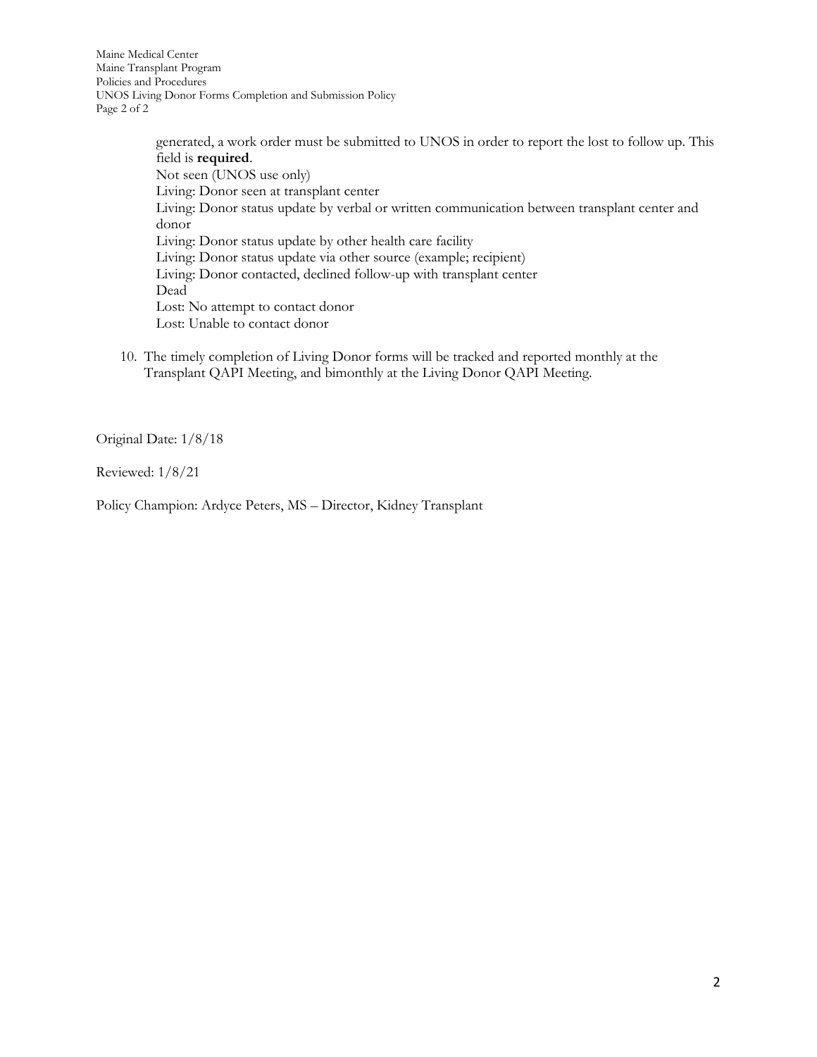generated, a work order must be submitted to UNOS in order to report the lost to follow up. This field is **required**.
Not seen (UNOS use only)
Living: Donor seen at transplant center
Living: Donor status update by verbal or written communication between transplant center and donor
Living: Donor status update by other health care facility
Living: Donor status update via other source (example; recipient)
Living: Donor contacted, declined follow-up with transplant center
Dead
Lost: No attempt to contact donor
Lost: Unable to contact donor

10. The timely completion of Living Donor forms will be tracked and reported monthly at the Transplant QAPI Meeting, and bimonthly at the Living Donor QAPI Meeting.

Original Date: 1/8/18

Reviewed: 1/8/21

Policy Champion: Ardyce Peters, MS – Director, Kidney Transplant